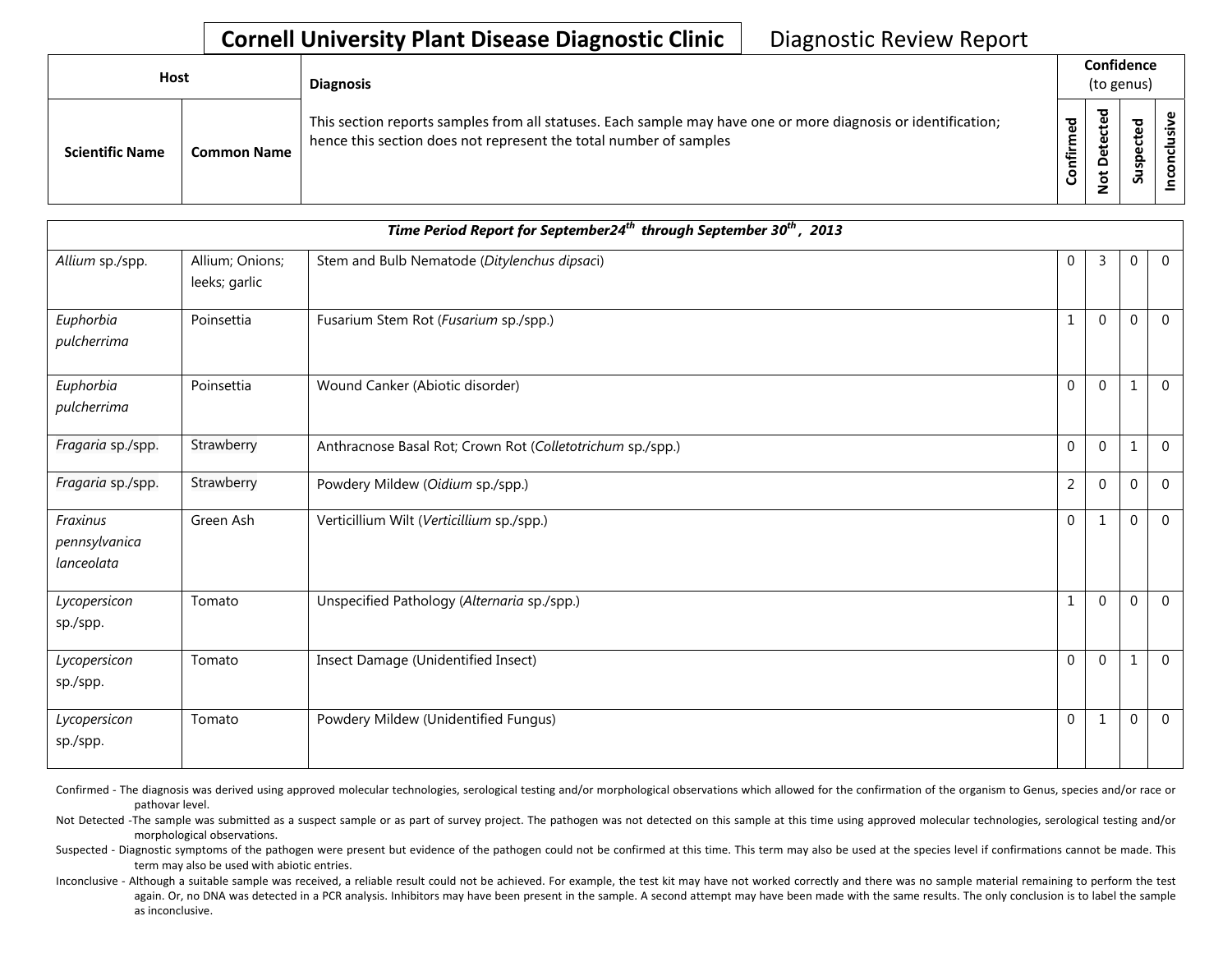# Cornell University Plant Disease Diagnostic Clinic

Diagnostic Review Report

| Host | | Diagnosis | Confidence (to genus) | | | |
|---|---|---|---|---|---|---|
| **Scientific Name** | **Common Name** | This section reports samples from all statuses. Each sample may have one or more diagnosis or identification; hence this section does not represent the total number of samples | **Confirmed** | **Not Detected** | **Suspected** | **Inconclusive** |

| *Time Period Report for September24th through September 30th, 2013* | | | | | | |
|---|---|---|---|---|---|---|
| *Allium* sp./spp. | Allium; Onions; leeks; garlic | Stem and Bulb Nematode (*Ditylenchus dipsaci*) | 0 | 3 | 0 | 0 |
| *Euphorbia pulcherrima* | Poinsettia | Fusarium Stem Rot (*Fusarium* sp./spp.) | 1 | 0 | 0 | 0 |
| *Euphorbia pulcherrima* | Poinsettia | Wound Canker (Abiotic disorder) | 0 | 0 | 1 | 0 |
| *Fragaria* sp./spp. | Strawberry | Anthracnose Basal Rot; Crown Rot (*Colletotrichum* sp./spp.) | 0 | 0 | 1 | 0 |
| *Fragaria* sp./spp. | Strawberry | Powdery Mildew (*Oidium* sp./spp.) | 2 | 0 | 0 | 0 |
| *Fraxinus pennsylvanica lanceolata* | Green Ash | Verticillium Wilt (*Verticillium* sp./spp.) | 0 | 1 | 0 | 0 |
| *Lycopersicon* sp./spp. | Tomato | Unspecified Pathology (*Alternaria* sp./spp.) | 1 | 0 | 0 | 0 |
| *Lycopersicon* sp./spp. | Tomato | Insect Damage (Unidentified Insect) | 0 | 0 | 1 | 0 |
| *Lycopersicon* sp./spp. | Tomato | Powdery Mildew (Unidentified Fungus) | 0 | 1 | 0 | 0 |

Confirmed - The diagnosis was derived using approved molecular technologies, serological testing and/or morphological observations which allowed for the confirmation of the organism to Genus, species and/or race or pathovar level.

Not Detected -The sample was submitted as a suspect sample or as part of survey project. The pathogen was not detected on this sample at this time using approved molecular technologies, serological testing and/or morphological observations.

Suspected - Diagnostic symptoms of the pathogen were present but evidence of the pathogen could not be confirmed at this time. This term may also be used at the species level if confirmations cannot be made. This term may also be used with abiotic entries.

Inconclusive - Although a suitable sample was received, a reliable result could not be achieved. For example, the test kit may have not worked correctly and there was no sample material remaining to perform the test again. Or, no DNA was detected in a PCR analysis. Inhibitors may have been present in the sample. A second attempt may have been made with the same results. The only conclusion is to label the sample as inconclusive.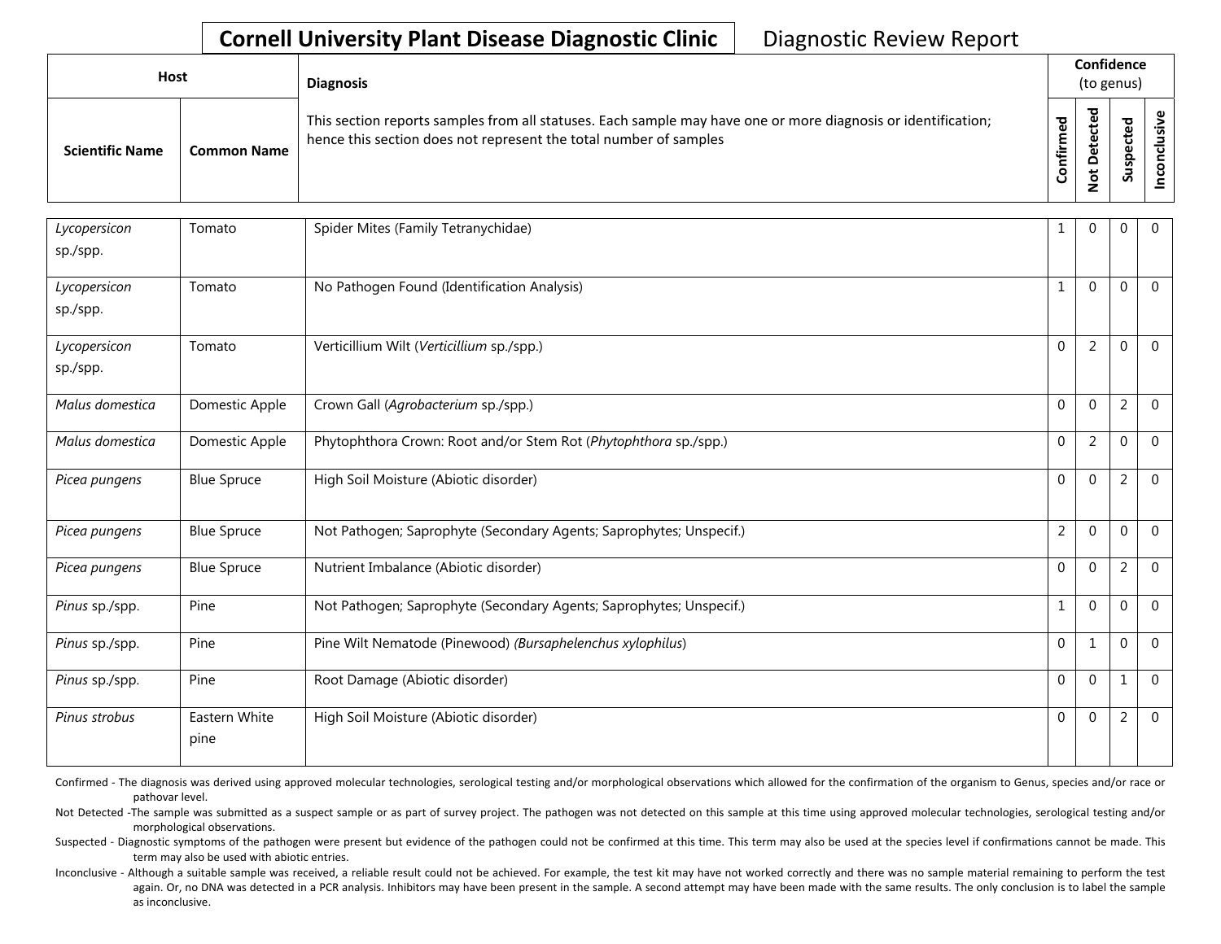**Cornell University Plant Disease Diagnostic Clinic** Diagnostic Review Report

| Host | | Diagnosis | Confidence (to genus) | | | |
|---|---|---|---|---|---|---|
| Scientific Name | Common Name | This section reports samples from all statuses. Each sample may have one or more diagnosis or identification; hence this section does not represent the total number of samples | Confirmed | Not Detected | Suspected | Inconclusive |
| *Lycopersicon* sp./spp. | Tomato | Spider Mites (Family Tetranychidae) | 1 | 0 | 0 | 0 |
| *Lycopersicon* sp./spp. | Tomato | No Pathogen Found (Identification Analysis) | 1 | 0 | 0 | 0 |
| *Lycopersicon* sp./spp. | Tomato | Verticillium Wilt (*Verticillium* sp./spp.) | 0 | 2 | 0 | 0 |
| *Malus domestica* | Domestic Apple | Crown Gall (*Agrobacterium* sp./spp.) | 0 | 0 | 2 | 0 |
| *Malus domestica* | Domestic Apple | Phytophthora Crown: Root and/or Stem Rot (*Phytophthora* sp./spp.) | 0 | 2 | 0 | 0 |
| *Picea pungens* | Blue Spruce | High Soil Moisture (Abiotic disorder) | 0 | 0 | 2 | 0 |
| *Picea pungens* | Blue Spruce | Not Pathogen; Saprophyte (Secondary Agents; Saprophytes; Unspecif.) | 2 | 0 | 0 | 0 |
| *Picea pungens* | Blue Spruce | Nutrient Imbalance (Abiotic disorder) | 0 | 0 | 2 | 0 |
| *Pinus* sp./spp. | Pine | Not Pathogen; Saprophyte (Secondary Agents; Saprophytes; Unspecif.) | 1 | 0 | 0 | 0 |
| *Pinus* sp./spp. | Pine | Pine Wilt Nematode (Pinewood) (*Bursaphelenchus xylophilus*) | 0 | 1 | 0 | 0 |
| *Pinus* sp./spp. | Pine | Root Damage (Abiotic disorder) | 0 | 0 | 1 | 0 |
| *Pinus strobus* | Eastern White pine | High Soil Moisture (Abiotic disorder) | 0 | 0 | 2 | 0 |

Confirmed - The diagnosis was derived using approved molecular technologies, serological testing and/or morphological observations which allowed for the confirmation of the organism to Genus, species and/or race or pathovar level.

Not Detected -The sample was submitted as a suspect sample or as part of survey project. The pathogen was not detected on this sample at this time using approved molecular technologies, serological testing and/or morphological observations.

Suspected - Diagnostic symptoms of the pathogen were present but evidence of the pathogen could not be confirmed at this time. This term may also be used at the species level if confirmations cannot be made. This term may also be used with abiotic entries.

Inconclusive - Although a suitable sample was received, a reliable result could not be achieved. For example, the test kit may have not worked correctly and there was no sample material remaining to perform the test again. Or, no DNA was detected in a PCR analysis. Inhibitors may have been present in the sample. A second attempt may have been made with the same results. The only conclusion is to label the sample as inconclusive.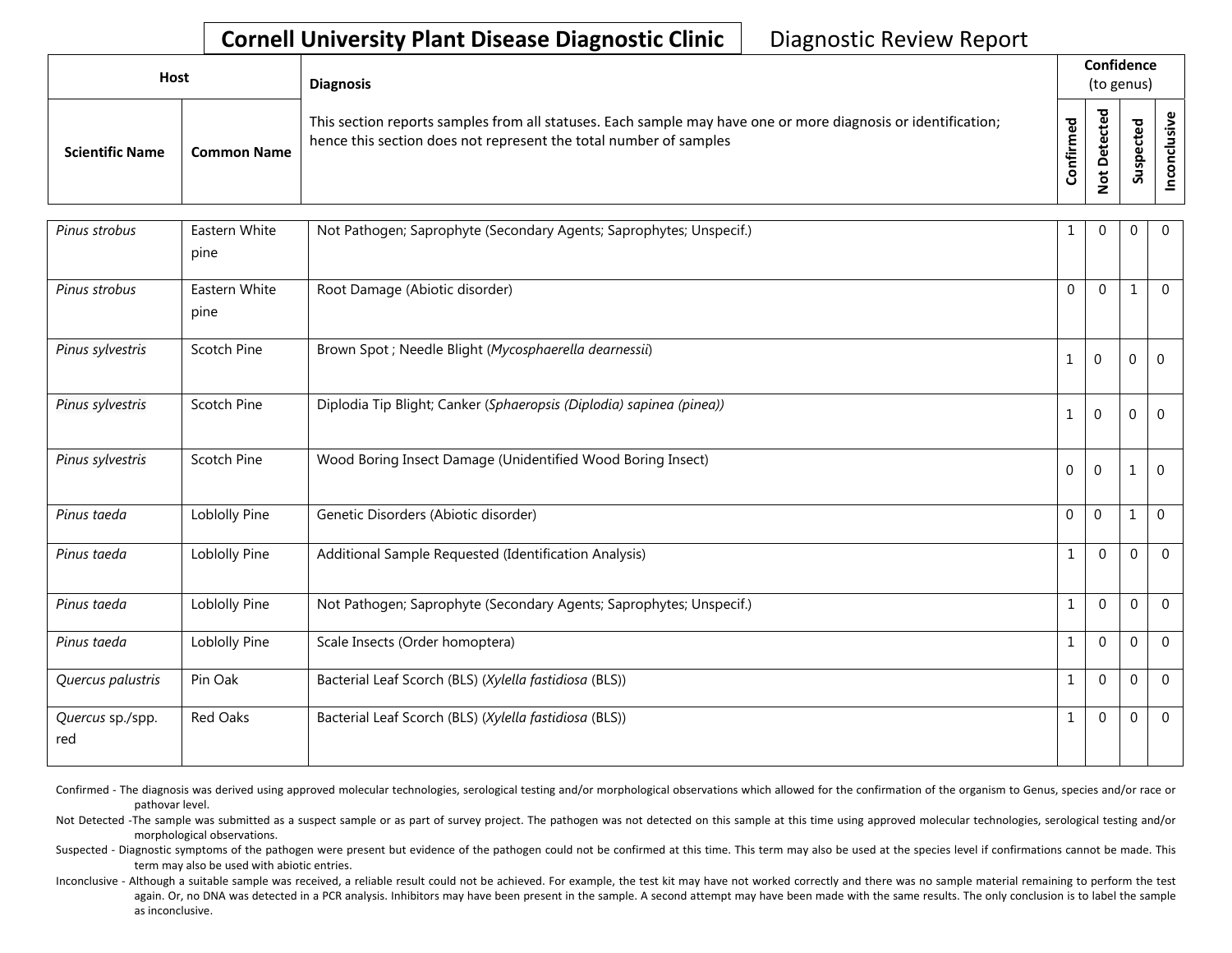**Cornell University Plant Disease Diagnostic Clinic** Diagnostic Review Report

| Host | | Diagnosis | Confidence (to genus) | | | |
|---|---|---|---|---|---|---|
| Scientific Name | Common Name | This section reports samples from all statuses. Each sample may have one or more diagnosis or identification; hence this section does not represent the total number of samples | Confirmed | Not Detected | Suspected | Inconclusive |
| *Pinus strobus* | Eastern White pine | Not Pathogen; Saprophyte (Secondary Agents; Saprophytes; Unspecif.) | 1 | 0 | 0 | 0 |
| *Pinus strobus* | Eastern White pine | Root Damage (Abiotic disorder) | 0 | 0 | 1 | 0 |
| *Pinus sylvestris* | Scotch Pine | Brown Spot ; Needle Blight (*Mycosphaerella dearnessii*) | 1 | 0 | 0 | 0 |
| *Pinus sylvestris* | Scotch Pine | Diplodia Tip Blight; Canker (*Sphaeropsis (Diplodia) sapinea (pinea))* | 1 | 0 | 0 | 0 |
| *Pinus sylvestris* | Scotch Pine | Wood Boring Insect Damage (Unidentified Wood Boring Insect) | 0 | 0 | 1 | 0 |
| *Pinus taeda* | Loblolly Pine | Genetic Disorders (Abiotic disorder) | 0 | 0 | 1 | 0 |
| *Pinus taeda* | Loblolly Pine | Additional Sample Requested (Identification Analysis) | 1 | 0 | 0 | 0 |
| *Pinus taeda* | Loblolly Pine | Not Pathogen; Saprophyte (Secondary Agents; Saprophytes; Unspecif.) | 1 | 0 | 0 | 0 |
| *Pinus taeda* | Loblolly Pine | Scale Insects (Order homoptera) | 1 | 0 | 0 | 0 |
| *Quercus palustris* | Pin Oak | Bacterial Leaf Scorch (BLS) (*Xylella fastidiosa* (BLS)) | 1 | 0 | 0 | 0 |
| *Quercus* sp./spp. red | Red Oaks | Bacterial Leaf Scorch (BLS) (*Xylella fastidiosa* (BLS)) | 1 | 0 | 0 | 0 |

Confirmed - The diagnosis was derived using approved molecular technologies, serological testing and/or morphological observations which allowed for the confirmation of the organism to Genus, species and/or race or pathovar level.

Not Detected -The sample was submitted as a suspect sample or as part of survey project. The pathogen was not detected on this sample at this time using approved molecular technologies, serological testing and/or morphological observations.

Suspected - Diagnostic symptoms of the pathogen were present but evidence of the pathogen could not be confirmed at this time. This term may also be used at the species level if confirmations cannot be made. This term may also be used with abiotic entries.

Inconclusive - Although a suitable sample was received, a reliable result could not be achieved. For example, the test kit may have not worked correctly and there was no sample material remaining to perform the test again. Or, no DNA was detected in a PCR analysis. Inhibitors may have been present in the sample. A second attempt may have been made with the same results. The only conclusion is to label the sample as inconclusive.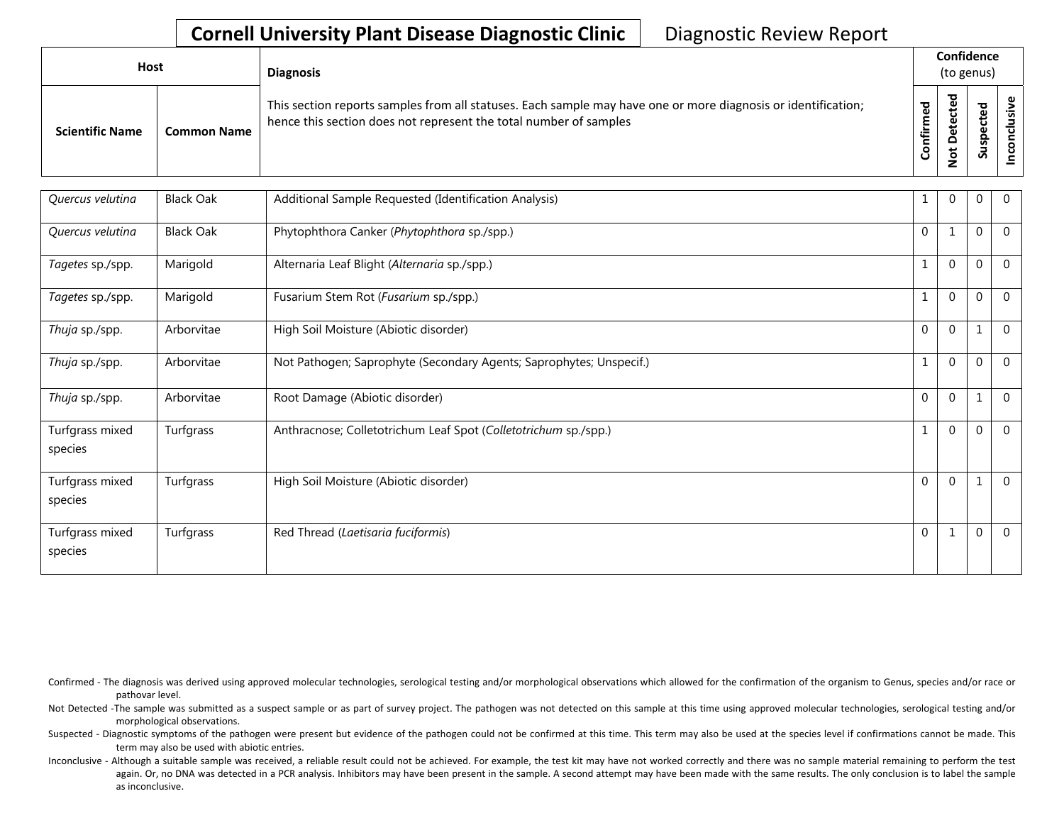**Cornell University Plant Disease Diagnostic Clinic** Diagnostic Review Report

| Host | | Diagnosis | Confidence (to genus) | | | |
|---|---|---|---|---|---|---|
| **Scientific Name** | **Common Name** | This section reports samples from all statuses. Each sample may have one or more diagnosis or identification; hence this section does not represent the total number of samples | **Confirmed** | **Not Detected** | **Suspected** | **Inconclusive** |
| *Quercus velutina* | Black Oak | Additional Sample Requested (Identification Analysis) | 1 | 0 | 0 | 0 |
| *Quercus velutina* | Black Oak | Phytophthora Canker (*Phytophthora* sp./spp.) | 0 | 1 | 0 | 0 |
| *Tagetes* sp./spp. | Marigold | Alternaria Leaf Blight (*Alternaria* sp./spp.) | 1 | 0 | 0 | 0 |
| *Tagetes* sp./spp. | Marigold | Fusarium Stem Rot (*Fusarium* sp./spp.) | 1 | 0 | 0 | 0 |
| *Thuja* sp./spp. | Arborvitae | High Soil Moisture (Abiotic disorder) | 0 | 0 | 1 | 0 |
| *Thuja* sp./spp. | Arborvitae | Not Pathogen; Saprophyte (Secondary Agents; Saprophytes; Unspecif.) | 1 | 0 | 0 | 0 |
| *Thuja* sp./spp. | Arborvitae | Root Damage (Abiotic disorder) | 0 | 0 | 1 | 0 |
| Turfgrass mixed species | Turfgrass | Anthracnose; Colletotrichum Leaf Spot (*Colletotrichum* sp./spp.) | 1 | 0 | 0 | 0 |
| Turfgrass mixed species | Turfgrass | High Soil Moisture (Abiotic disorder) | 0 | 0 | 1 | 0 |
| Turfgrass mixed species | Turfgrass | Red Thread (*Laetisaria fuciformis*) | 0 | 1 | 0 | 0 |

Confirmed - The diagnosis was derived using approved molecular technologies, serological testing and/or morphological observations which allowed for the confirmation of the organism to Genus, species and/or race or pathovar level.

Not Detected -The sample was submitted as a suspect sample or as part of survey project. The pathogen was not detected on this sample at this time using approved molecular technologies, serological testing and/or morphological observations.

Suspected - Diagnostic symptoms of the pathogen were present but evidence of the pathogen could not be confirmed at this time. This term may also be used at the species level if confirmations cannot be made. This term may also be used with abiotic entries.

Inconclusive - Although a suitable sample was received, a reliable result could not be achieved. For example, the test kit may have not worked correctly and there was no sample material remaining to perform the test again. Or, no DNA was detected in a PCR analysis. Inhibitors may have been present in the sample. A second attempt may have been made with the same results. The only conclusion is to label the sample as inconclusive.